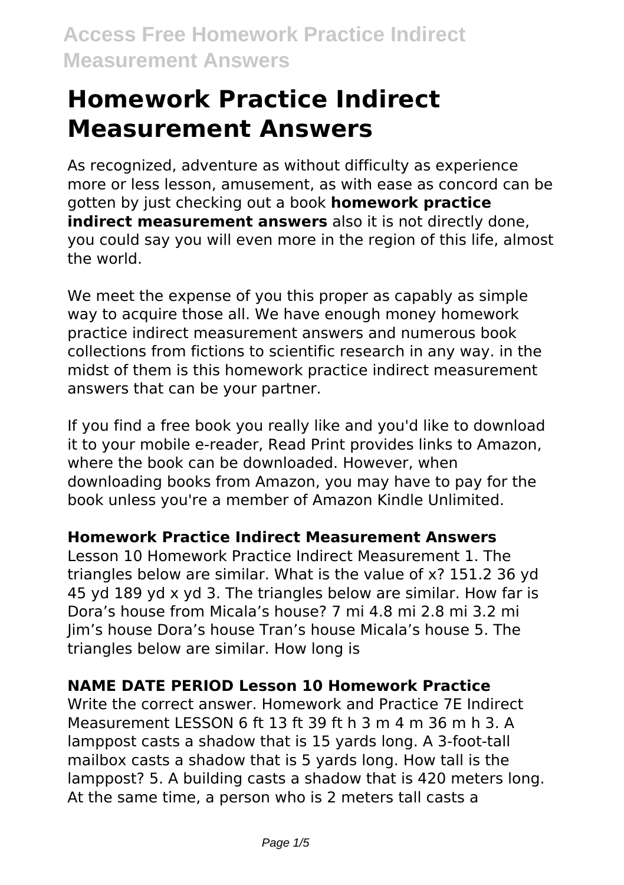# Homework Practice Indirect Measurement Answers

As recognized, adventure as without difficulty as experience more or less lesson, amusement, as with ease as concord can be gotten by just checking out a book **homework practice indirect measurement answers** also it is not directly done, you could say you will even more in the region of this life, almost the world.

We meet the expense of you this proper as capably as simple way to acquire those all. We have enough money homework practice indirect measurement answers and numerous book collections from fictions to scientific research in any way. in the midst of them is this homework practice indirect measurement answers that can be your partner.

If you find a free book you really like and you'd like to download it to your mobile e-reader, Read Print provides links to Amazon, where the book can be downloaded. However, when downloading books from Amazon, you may have to pay for the book unless you're a member of Amazon Kindle Unlimited.

### Homework Practice Indirect Measurement Answers

Lesson 10 Homework Practice Indirect Measurement 1. The triangles below are similar. What is the value of x? 151.2 36 yd 45 yd 189 yd x yd 3. The triangles below are similar. How far is Dora's house from Micala's house? 7 mi 4.8 mi 2.8 mi 3.2 mi Jim's house Dora's house Tran's house Micala's house 5. The triangles below are similar. How long is

### NAME DATE PERIOD Lesson 10 Homework Practice

Write the correct answer. Homework and Practice 7E Indirect Measurement LESSON 6 ft 13 ft 39 ft h 3 m 4 m 36 m h 3. A lamppost casts a shadow that is 15 yards long. A 3-foot-tall mailbox casts a shadow that is 5 yards long. How tall is the lamppost? 5. A building casts a shadow that is 420 meters long. At the same time, a person who is 2 meters tall casts a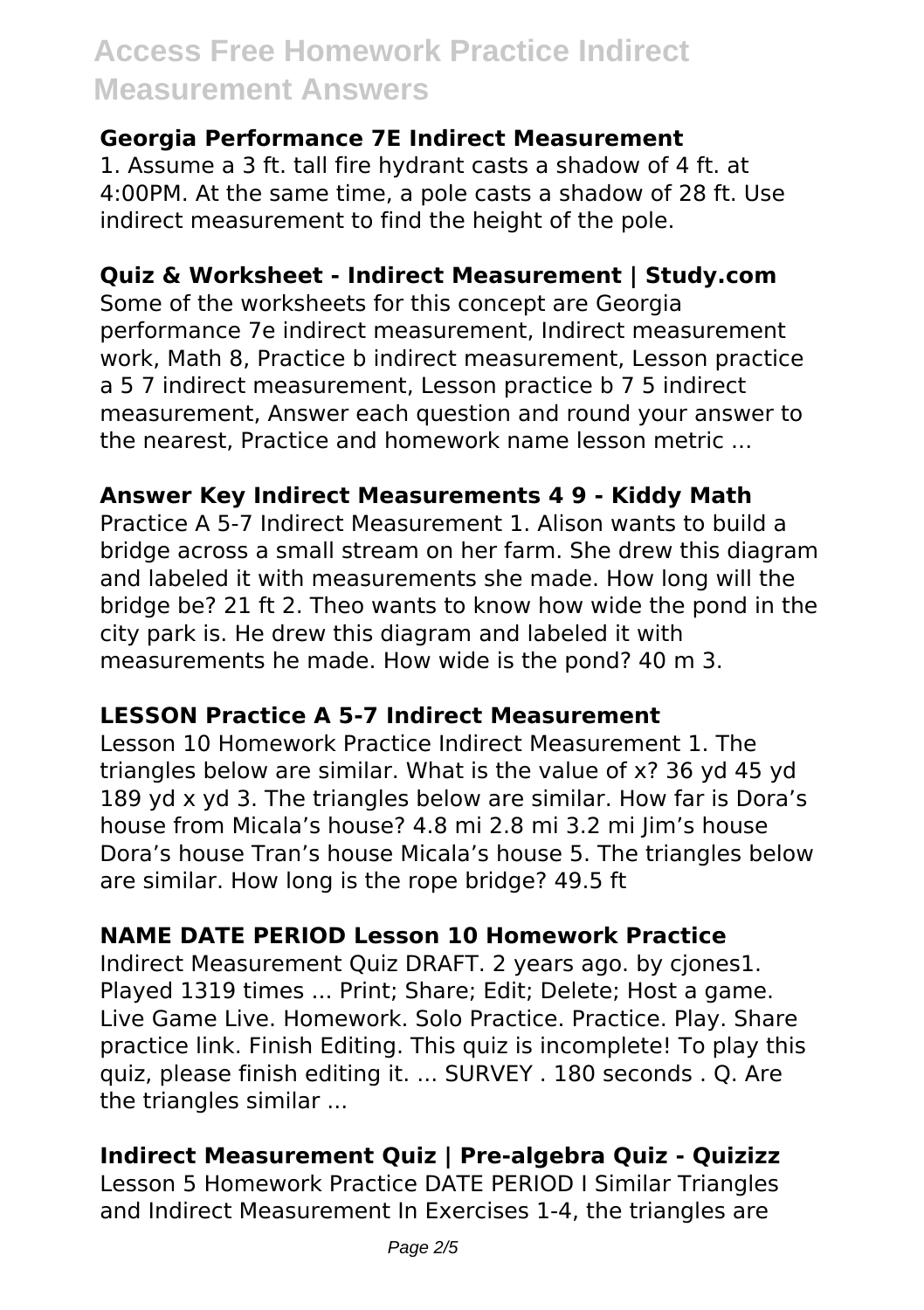### Georgia Performance 7E Indirect Measurement

1. Assume a 3 ft. tall fire hydrant casts a shadow of 4 ft. at 4:00PM. At the same time, a pole casts a shadow of 28 ft. Use indirect measurement to find the height of the pole.

### Quiz & Worksheet - Indirect Measurement | Study.com

Some of the worksheets for this concept are Georgia performance 7e indirect measurement, Indirect measurement work, Math 8, Practice b indirect measurement, Lesson practice a 5 7 indirect measurement, Lesson practice b 7 5 indirect measurement, Answer each question and round your answer to the nearest, Practice and homework name lesson metric ...

### Answer Key Indirect Measurements 4 9 - Kiddy Math

Practice A 5-7 Indirect Measurement 1. Alison wants to build a bridge across a small stream on her farm. She drew this diagram and labeled it with measurements she made. How long will the bridge be? 21 ft 2. Theo wants to know how wide the pond in the city park is. He drew this diagram and labeled it with measurements he made. How wide is the pond? 40 m 3.

### LESSON Practice A 5-7 Indirect Measurement

Lesson 10 Homework Practice Indirect Measurement 1. The triangles below are similar. What is the value of x? 36 yd 45 yd 189 yd x yd 3. The triangles below are similar. How far is Dora's house from Micala's house? 4.8 mi 2.8 mi 3.2 mi Jim's house Dora's house Tran's house Micala's house 5. The triangles below are similar. How long is the rope bridge? 49.5 ft

### NAME DATE PERIOD Lesson 10 Homework Practice

Indirect Measurement Quiz DRAFT. 2 years ago. by cjones1. Played 1319 times ... Print; Share; Edit; Delete; Host a game. Live Game Live. Homework. Solo Practice. Practice. Play. Share practice link. Finish Editing. This quiz is incomplete! To play this quiz, please finish editing it. ... SURVEY . 180 seconds . Q. Are the triangles similar ...

### Indirect Measurement Quiz | Pre-algebra Quiz - Quizizz

Lesson 5 Homework Practice DATE PERIOD I Similar Triangles and Indirect Measurement In Exercises 1-4, the triangles are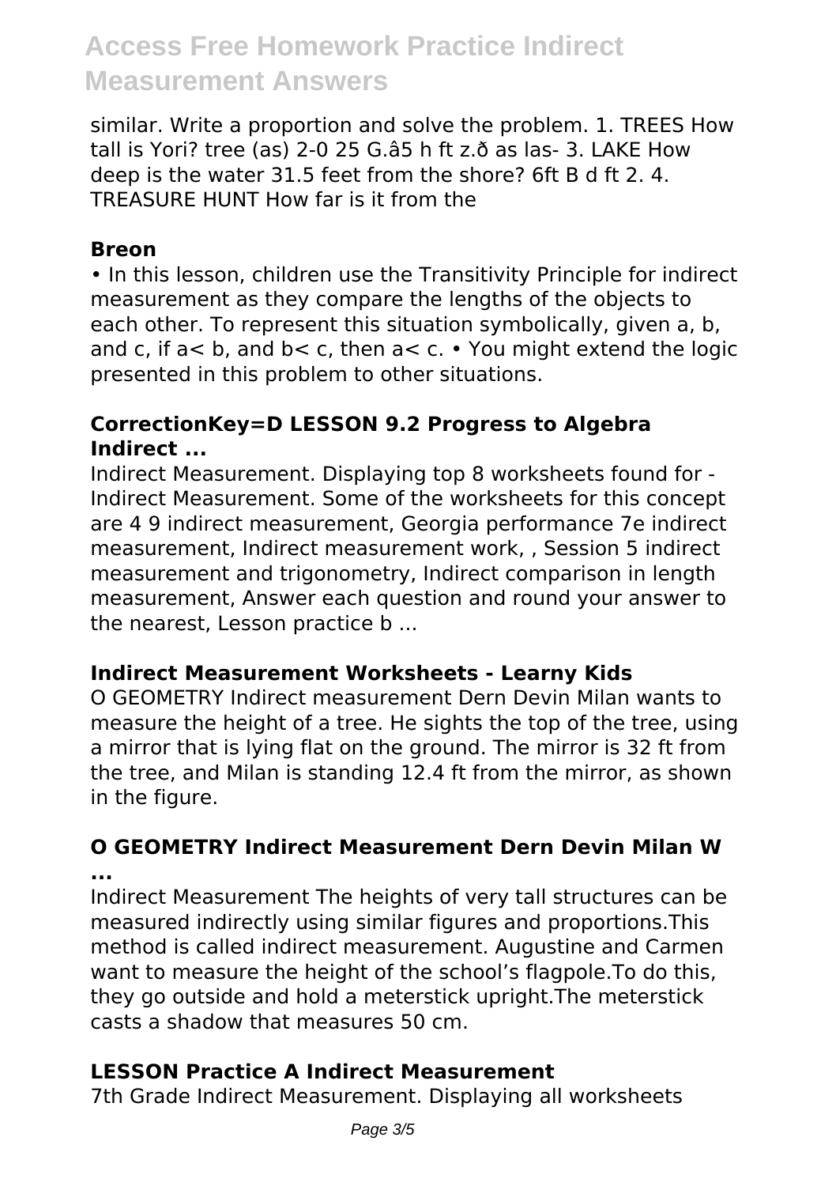similar. Write a proportion and solve the problem. 1. TREES How tall is Yori? tree (as) 2-0 25 G.â5 h ft z.ð as las- 3. LAKE How deep is the water 31.5 feet from the shore? 6ft B d ft 2. 4. TREASURE HUNT How far is it from the

### Breon

• In this lesson, children use the Transitivity Principle for indirect measurement as they compare the lengths of the objects to each other. To represent this situation symbolically, given a, b, and c, if a< b, and b< c, then a< c. • You might extend the logic presented in this problem to other situations.

### CorrectionKey=D LESSON 9.2 Progress to Algebra Indirect ...

Indirect Measurement. Displaying top 8 worksheets found for - Indirect Measurement. Some of the worksheets for this concept are 4 9 indirect measurement, Georgia performance 7e indirect measurement, Indirect measurement work, , Session 5 indirect measurement and trigonometry, Indirect comparison in length measurement, Answer each question and round your answer to the nearest, Lesson practice b ...

### Indirect Measurement Worksheets - Learny Kids

O GEOMETRY Indirect measurement Dern Devin Milan wants to measure the height of a tree. He sights the top of the tree, using a mirror that is lying flat on the ground. The mirror is 32 ft from the tree, and Milan is standing 12.4 ft from the mirror, as shown in the figure.

### O GEOMETRY Indirect Measurement Dern Devin Milan W ...

Indirect Measurement The heights of very tall structures can be measured indirectly using similar figures and proportions.This method is called indirect measurement. Augustine and Carmen want to measure the height of the school's flagpole.To do this, they go outside and hold a meterstick upright.The meterstick casts a shadow that measures 50 cm.

### LESSON Practice A Indirect Measurement

7th Grade Indirect Measurement. Displaying all worksheets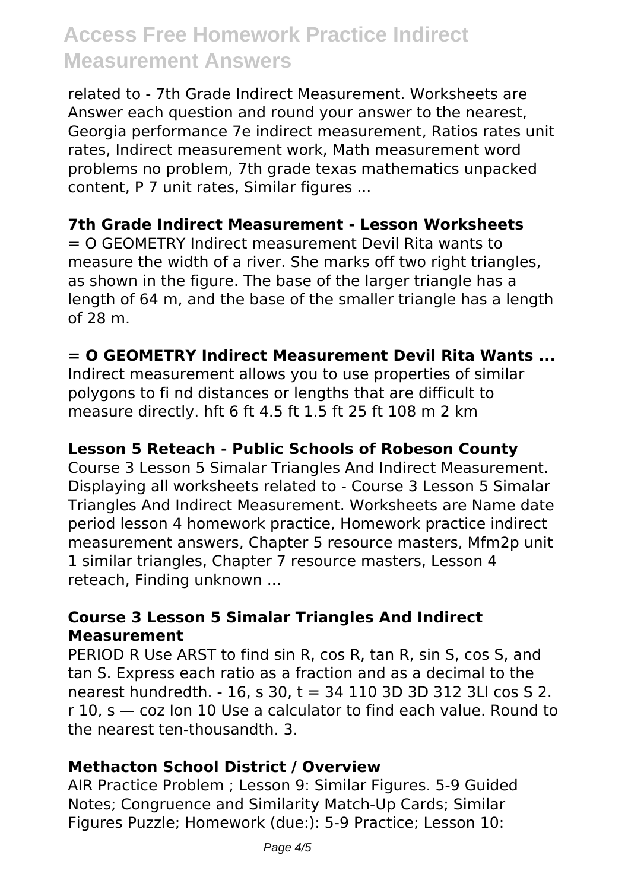related to - 7th Grade Indirect Measurement. Worksheets are Answer each question and round your answer to the nearest, Georgia performance 7e indirect measurement, Ratios rates unit rates, Indirect measurement work, Math measurement word problems no problem, 7th grade texas mathematics unpacked content, P 7 unit rates, Similar figures ...

### 7th Grade Indirect Measurement - Lesson Worksheets

= O GEOMETRY Indirect measurement Devil Rita wants to measure the width of a river. She marks off two right triangles, as shown in the figure. The base of the larger triangle has a length of 64 m, and the base of the smaller triangle has a length of 28 m.

### = O GEOMETRY Indirect Measurement Devil Rita Wants ...

Indirect measurement allows you to use properties of similar polygons to fi nd distances or lengths that are difficult to measure directly. hft 6 ft 4.5 ft 1.5 ft 25 ft 108 m 2 km

### Lesson 5 Reteach - Public Schools of Robeson County

Course 3 Lesson 5 Simalar Triangles And Indirect Measurement. Displaying all worksheets related to - Course 3 Lesson 5 Simalar Triangles And Indirect Measurement. Worksheets are Name date period lesson 4 homework practice, Homework practice indirect measurement answers, Chapter 5 resource masters, Mfm2p unit 1 similar triangles, Chapter 7 resource masters, Lesson 4 reteach, Finding unknown ...

### Course 3 Lesson 5 Simalar Triangles And Indirect Measurement

PERIOD R Use ARST to find sin R, cos R, tan R, sin S, cos S, and tan S. Express each ratio as a fraction and as a decimal to the nearest hundredth. - 16, s 30, t = 34 110 3D 3D 312 3Ll cos S 2. r 10, s — coz Ion 10 Use a calculator to find each value. Round to the nearest ten-thousandth. 3.

### Methacton School District / Overview

AIR Practice Problem ; Lesson 9: Similar Figures. 5-9 Guided Notes; Congruence and Similarity Match-Up Cards; Similar Figures Puzzle; Homework (due:): 5-9 Practice; Lesson 10: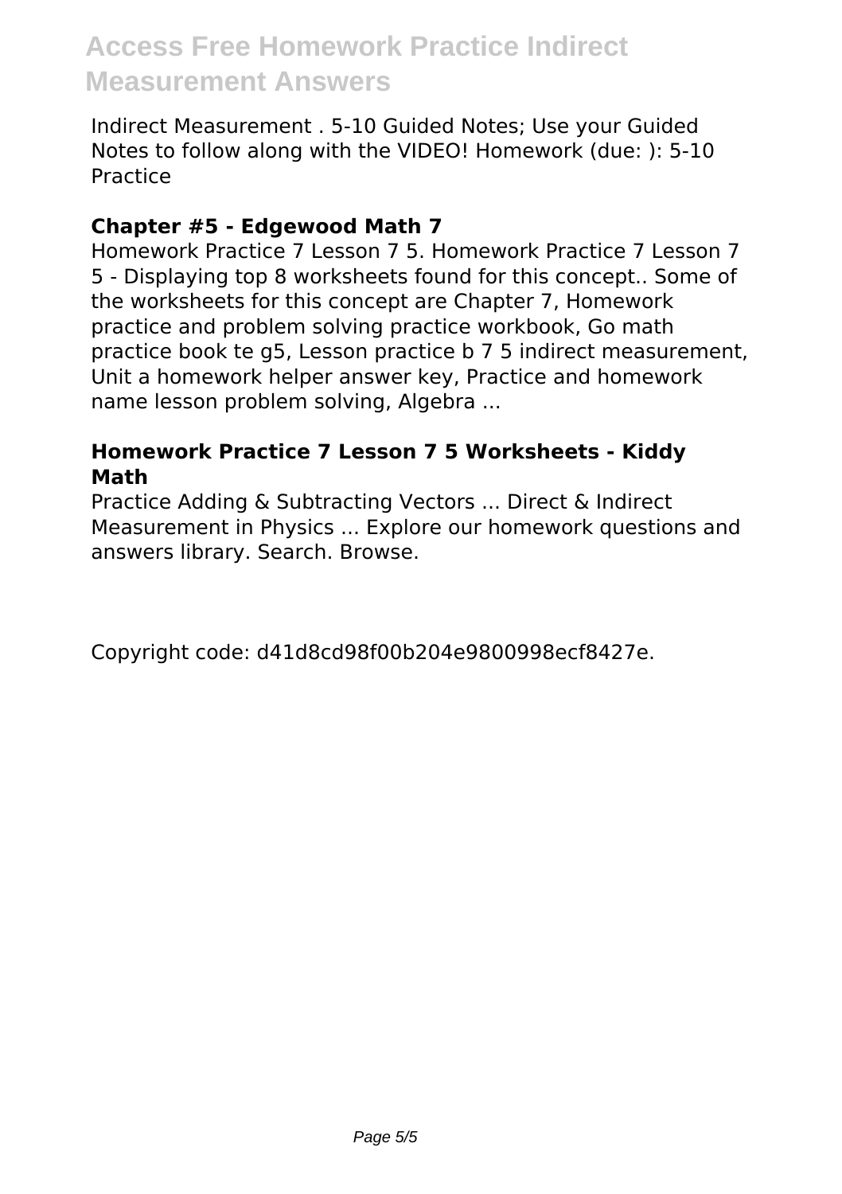Indirect Measurement . 5-10 Guided Notes; Use your Guided Notes to follow along with the VIDEO! Homework (due: ): 5-10 Practice

### Chapter #5 - Edgewood Math 7

Homework Practice 7 Lesson 7 5. Homework Practice 7 Lesson 7 5 - Displaying top 8 worksheets found for this concept.. Some of the worksheets for this concept are Chapter 7, Homework practice and problem solving practice workbook, Go math practice book te g5, Lesson practice b 7 5 indirect measurement, Unit a homework helper answer key, Practice and homework name lesson problem solving, Algebra ...

### Homework Practice 7 Lesson 7 5 Worksheets - Kiddy Math

Practice Adding & Subtracting Vectors ... Direct & Indirect Measurement in Physics ... Explore our homework questions and answers library. Search. Browse.

Copyright code: d41d8cd98f00b204e9800998ecf8427e.